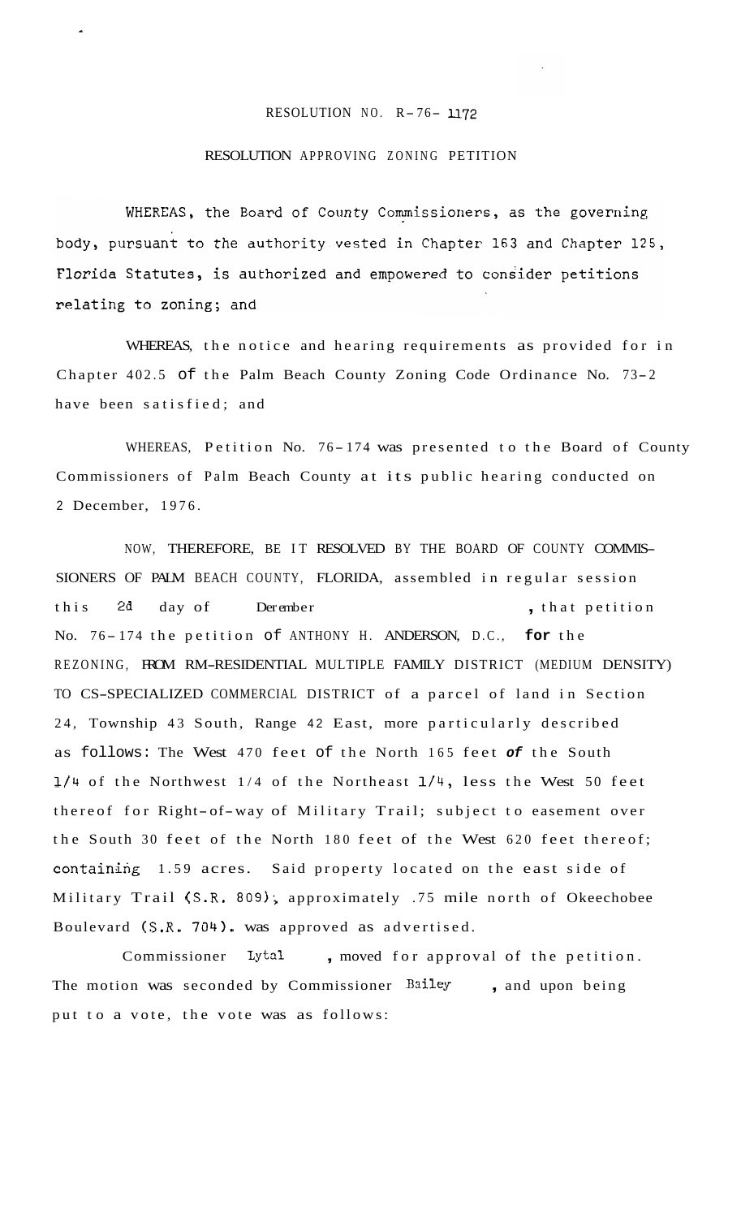RESOLUTION NO. R-76- 1172

RESOLUTION APPROVING ZONING PETITION

WHEREAS, the Board of County Commissioners, as the governing body, pursuant to the authority vested in Chapter 163 and Chapter 125, Florida Statutes, is authorized and empowered to consider petitions relating to zoning; and

WHEREAS, the notice and hearing requirements as provided for in Chapter 402.5 of the Palm Beach County Zoning Code Ordinance No. 73-2 have been satisfied; and

WHEREAS, Petition No. 76-174 was presented to the Board of County Commissioners of Palm Beach County at its public hearing conducted on 2 December, 1976.

NOW, THEREFORE, BE IT RESOLVED BY THE BOARD OF COUNTY COMMISSIONERS OF PALM BEACH COUNTY, FLORIDA, assembled in regular session this 2d day of Deremher , that petition No. 76-174 the petition of ANTHONY H. ANDERSON, D.C., for the REZONING, FROM RM-RESIDENTIAL MULTIPLE FAMILY DISTRICT (MEDIUM DENSITY) TO CS-SPECIALIZED COMMERCIAL DISTRICT of a parcel of land in Section 24, Township 43 South, Range 42 East, more particularly described as follows: The West 470 feet of the North 165 feet of the South 1/4 of the Northwest 1/4 of the Northeast 1/4, less the West 50 feet thereof for Right-of-way of Military Trail; subject to easement over the South 30 feet of the North 180 feet of the West 620 feet thereof; containing 1.59 acres. Said property located on the east side of Military Trail (S.R. 809), approximately .75 mile north of Okeechobee Boulevard (S.R. 704). was approved as advertised.

Commissioner Lytal , moved for approval of the petition. The motion was seconded by Commissioner Bailey , and upon being put to a vote, the vote was as follows: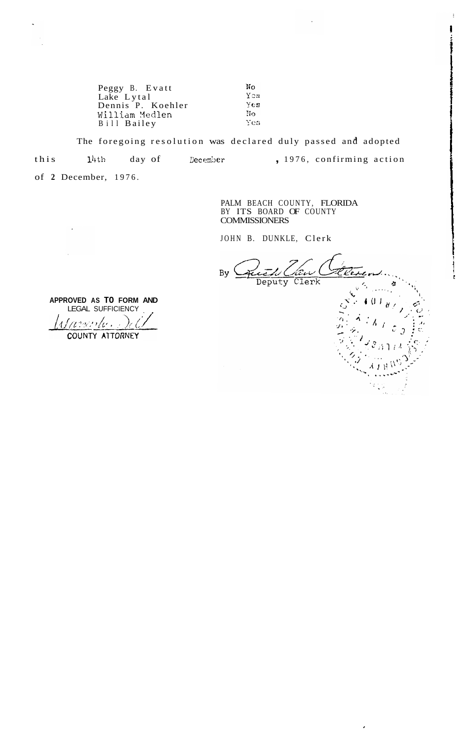| | |
|---|---|
| Peggy B. Evatt | No |
| Lake Lytal | Yes |
| Dennis P. Koehler | Yes |
| William Medlen | No |
| Bill Bailey | Yes |

The foregoing resolution was declared duly passed and adopted this 14th day of December, 1976, confirming action of 2 December, 1976.

PALM BEACH COUNTY, FLORIDA
BY ITS BOARD OF COUNTY COMMISSIONERS

JOHN B. DUNKLE, Clerk

By ________________
Deputy Clerk

**APPROVED AS TO FORM AND**
LEGAL SUFFICIENCY

________________
COUNTY ATTORNEY